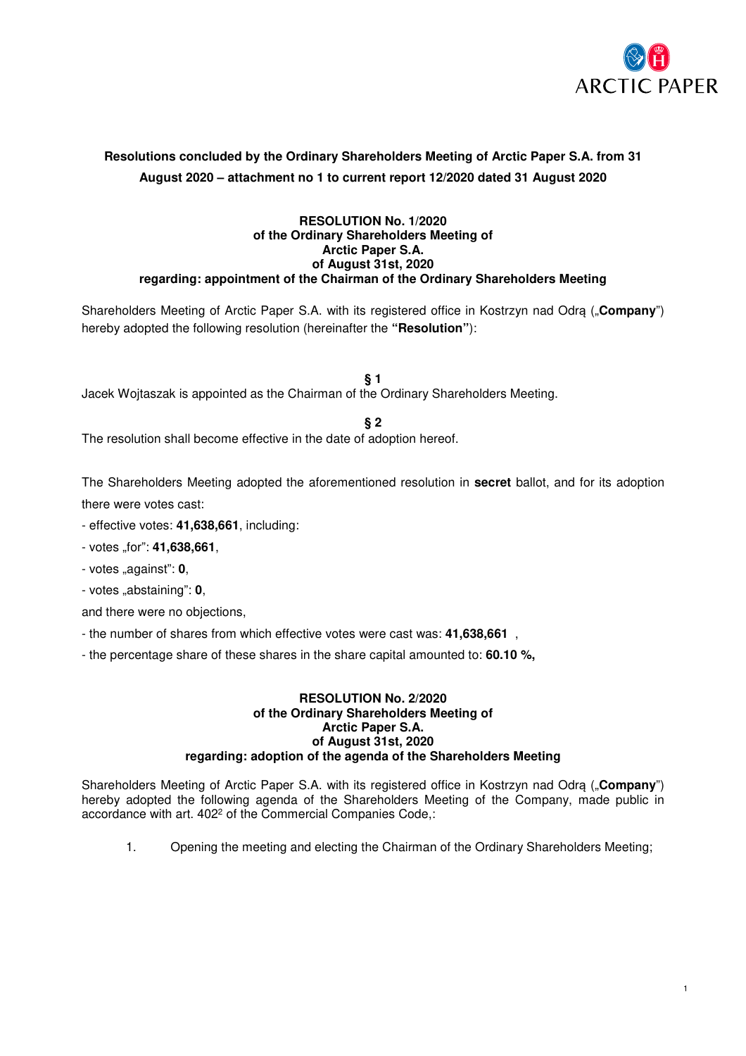**Resolutions concluded by the Ordinary Shareholders Meeting of Arctic Paper S.A. from 31 August 2020 – attachment no 1 to current report 12/2020 dated 31 August 2020**

**RESOLUTION No. 1/2020**
**of the Ordinary Shareholders Meeting of**
**Arctic Paper S.A.**
**of August 31st, 2020**
**regarding: appointment of the Chairman of the Ordinary Shareholders Meeting**

Shareholders Meeting of Arctic Paper S.A. with its registered office in Kostrzyn nad Odrą („**Company**") hereby adopted the following resolution (hereinafter the **"Resolution"**):

**§ 1**

Jacek Wojtaszak is appointed as the Chairman of the Ordinary Shareholders Meeting.

**§ 2**

The resolution shall become effective in the date of adoption hereof.

The Shareholders Meeting adopted the aforementioned resolution in **secret** ballot, and for its adoption there were votes cast:

- effective votes: **41,638,661**, including:
- votes „for": **41,638,661**,
- votes „against": **0**,
- votes „abstaining": **0**,

and there were no objections,

- the number of shares from which effective votes were cast was: **41,638,661** ,
- the percentage share of these shares in the share capital amounted to: **60.10 %,**

**RESOLUTION No. 2/2020**
**of the Ordinary Shareholders Meeting of**
**Arctic Paper S.A.**
**of August 31st, 2020**
**regarding: adoption of the agenda of the Shareholders Meeting**

Shareholders Meeting of Arctic Paper S.A. with its registered office in Kostrzyn nad Odrą („**Company**") hereby adopted the following agenda of the Shareholders Meeting of the Company, made public in accordance with art. 402[2] of the Commercial Companies Code,:

1. Opening the meeting and electing the Chairman of the Ordinary Shareholders Meeting;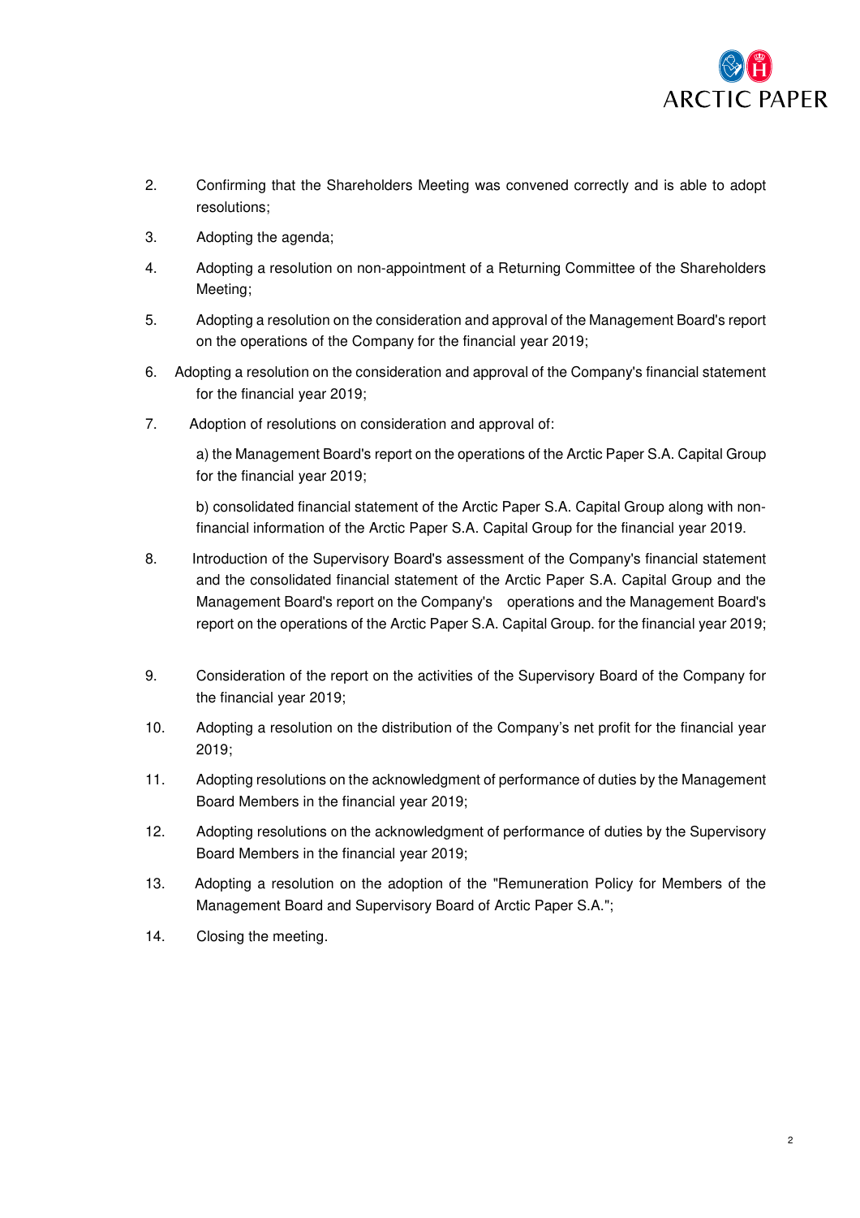2. Confirming that the Shareholders Meeting was convened correctly and is able to adopt resolutions;
3. Adopting the agenda;
4. Adopting a resolution on non-appointment of a Returning Committee of the Shareholders Meeting;
5. Adopting a resolution on the consideration and approval of the Management Board's report on the operations of the Company for the financial year 2019;
6. Adopting a resolution on the consideration and approval of the Company's financial statement for the financial year 2019;
7. Adoption of resolutions on consideration and approval of:

   a) the Management Board's report on the operations of the Arctic Paper S.A. Capital Group for the financial year 2019;

   b) consolidated financial statement of the Arctic Paper S.A. Capital Group along with non-financial information of the Arctic Paper S.A. Capital Group for the financial year 2019.
8. Introduction of the Supervisory Board's assessment of the Company's financial statement and the consolidated financial statement of the Arctic Paper S.A. Capital Group and the Management Board's report on the Company's operations and the Management Board's report on the operations of the Arctic Paper S.A. Capital Group. for the financial year 2019;
9. Consideration of the report on the activities of the Supervisory Board of the Company for the financial year 2019;
10. Adopting a resolution on the distribution of the Company's net profit for the financial year 2019;
11. Adopting resolutions on the acknowledgment of performance of duties by the Management Board Members in the financial year 2019;
12. Adopting resolutions on the acknowledgment of performance of duties by the Supervisory Board Members in the financial year 2019;
13. Adopting a resolution on the adoption of the "Remuneration Policy for Members of the Management Board and Supervisory Board of Arctic Paper S.A.";
14. Closing the meeting.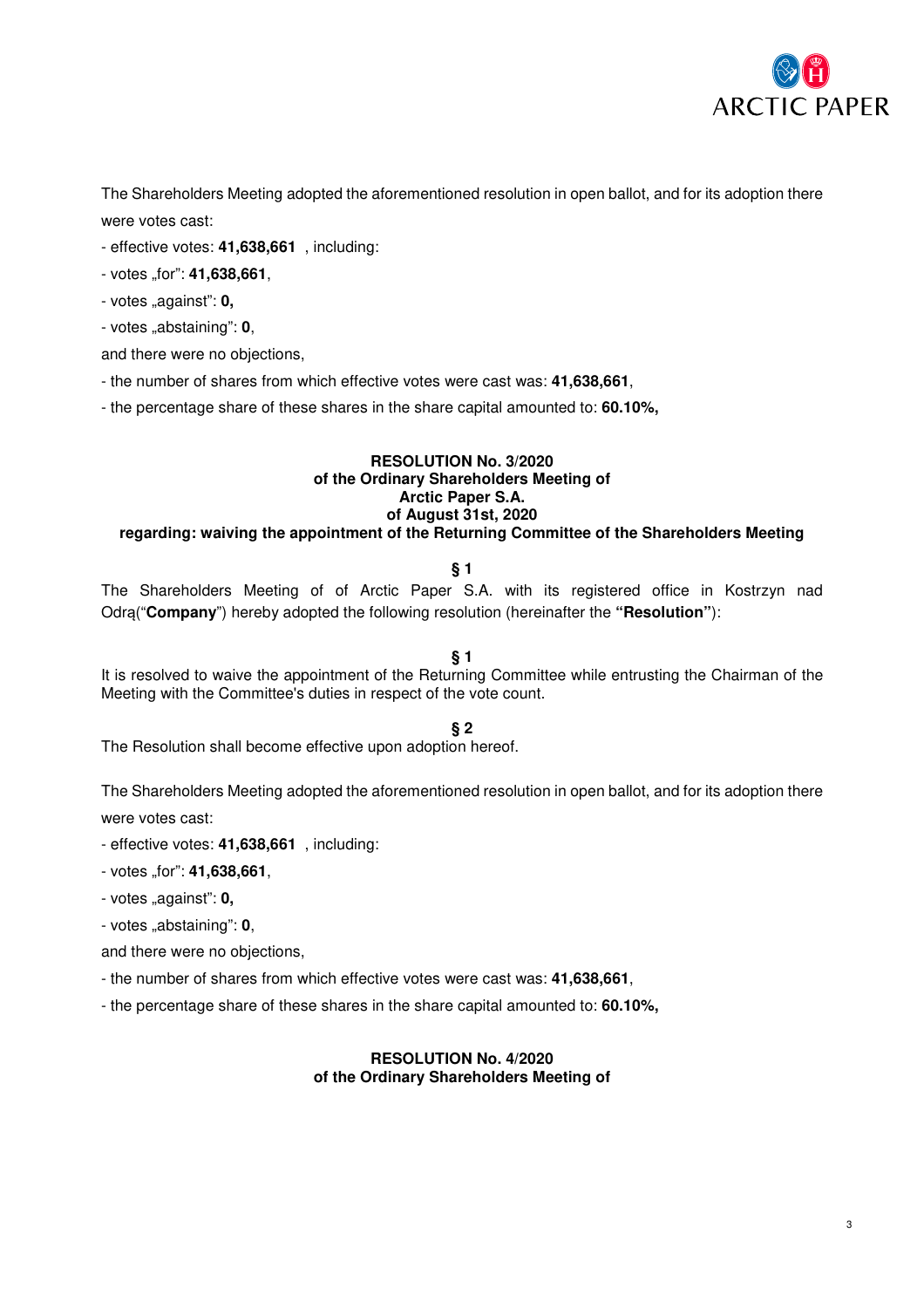The Shareholders Meeting adopted the aforementioned resolution in open ballot, and for its adoption there were votes cast:

- effective votes: **41,638,661** , including:
- votes „for": **41,638,661**,
- votes „against": **0,**
- votes „abstaining": **0**,

and there were no objections,

- the number of shares from which effective votes were cast was: **41,638,661**,
- the percentage share of these shares in the share capital amounted to: **60.10%,**

**RESOLUTION No. 3/2020**
**of the Ordinary Shareholders Meeting of**
**Arctic Paper S.A.**
**of August 31st, 2020**
**regarding: waiving the appointment of the Returning Committee of the Shareholders Meeting**

**§ 1**

The Shareholders Meeting of of Arctic Paper S.A. with its registered office in Kostrzyn nad Odrą("**Company**") hereby adopted the following resolution (hereinafter the **"Resolution"**):

**§ 1**

It is resolved to waive the appointment of the Returning Committee while entrusting the Chairman of the Meeting with the Committee's duties in respect of the vote count.

**§ 2**

The Resolution shall become effective upon adoption hereof.

The Shareholders Meeting adopted the aforementioned resolution in open ballot, and for its adoption there were votes cast:

- effective votes: **41,638,661** , including:
- votes „for": **41,638,661**,
- votes „against": **0,**
- votes „abstaining": **0**,

and there were no objections,

- the number of shares from which effective votes were cast was: **41,638,661**,
- the percentage share of these shares in the share capital amounted to: **60.10%,**

**RESOLUTION No. 4/2020**
**of the Ordinary Shareholders Meeting of**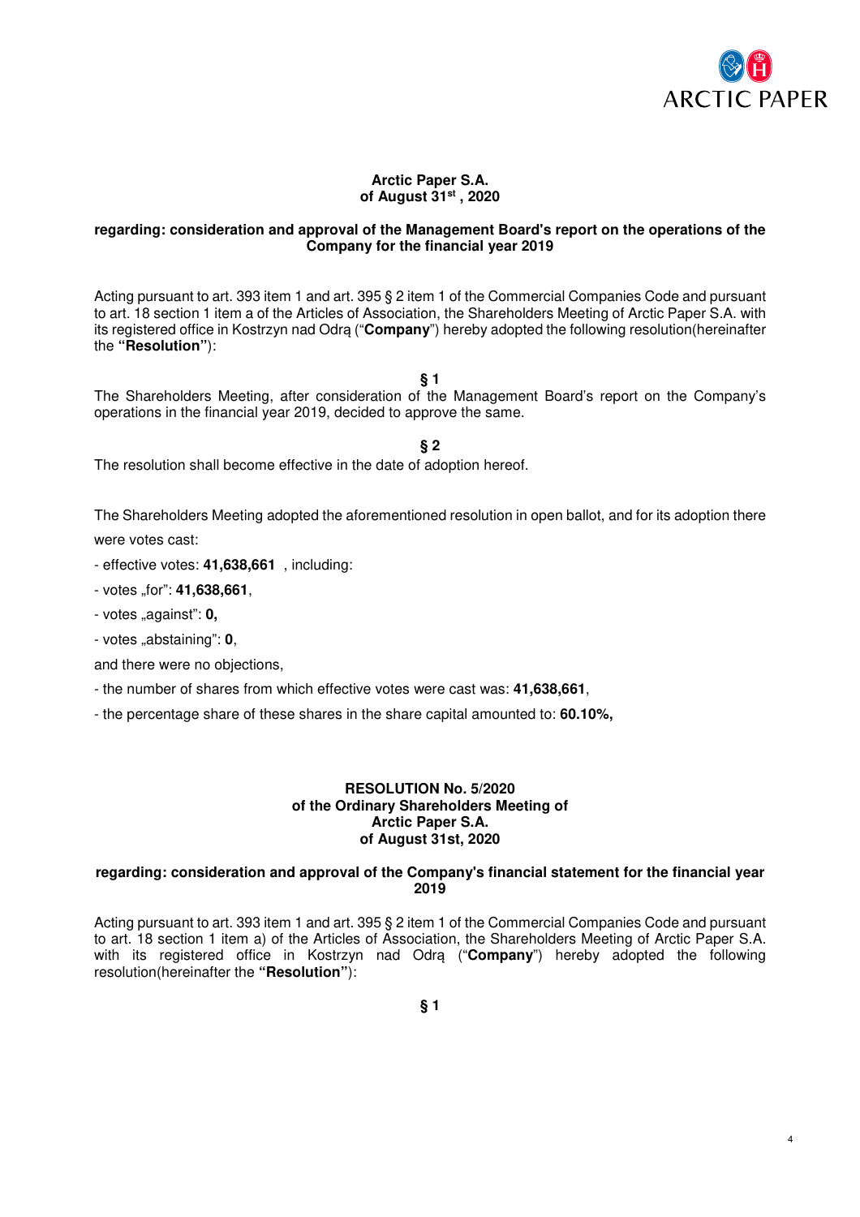**Arctic Paper S.A.**
**of August 31st , 2020**

**regarding: consideration and approval of the Management Board's report on the operations of the Company for the financial year 2019**

Acting pursuant to art. 393 item 1 and art. 395 § 2 item 1 of the Commercial Companies Code and pursuant to art. 18 section 1 item a of the Articles of Association, the Shareholders Meeting of Arctic Paper S.A. with its registered office in Kostrzyn nad Odrą ("**Company**") hereby adopted the following resolution(hereinafter the **"Resolution"**):

**§ 1**

The Shareholders Meeting, after consideration of the Management Board's report on the Company's operations in the financial year 2019, decided to approve the same.

**§ 2**

The resolution shall become effective in the date of adoption hereof.

The Shareholders Meeting adopted the aforementioned resolution in open ballot, and for its adoption there were votes cast:

- effective votes: **41,638,661** , including:
- votes „for": **41,638,661**,
- votes „against": **0,**
- votes „abstaining": **0**,

and there were no objections,

- the number of shares from which effective votes were cast was: **41,638,661**,
- the percentage share of these shares in the share capital amounted to: **60.10%,**

**RESOLUTION No. 5/2020**
**of the Ordinary Shareholders Meeting of**
**Arctic Paper S.A.**
**of August 31st, 2020**

**regarding: consideration and approval of the Company's financial statement for the financial year 2019**

Acting pursuant to art. 393 item 1 and art. 395 § 2 item 1 of the Commercial Companies Code and pursuant to art. 18 section 1 item a) of the Articles of Association, the Shareholders Meeting of Arctic Paper S.A. with its registered office in Kostrzyn nad Odrą ("**Company**") hereby adopted the following resolution(hereinafter the **"Resolution"**):

**§ 1**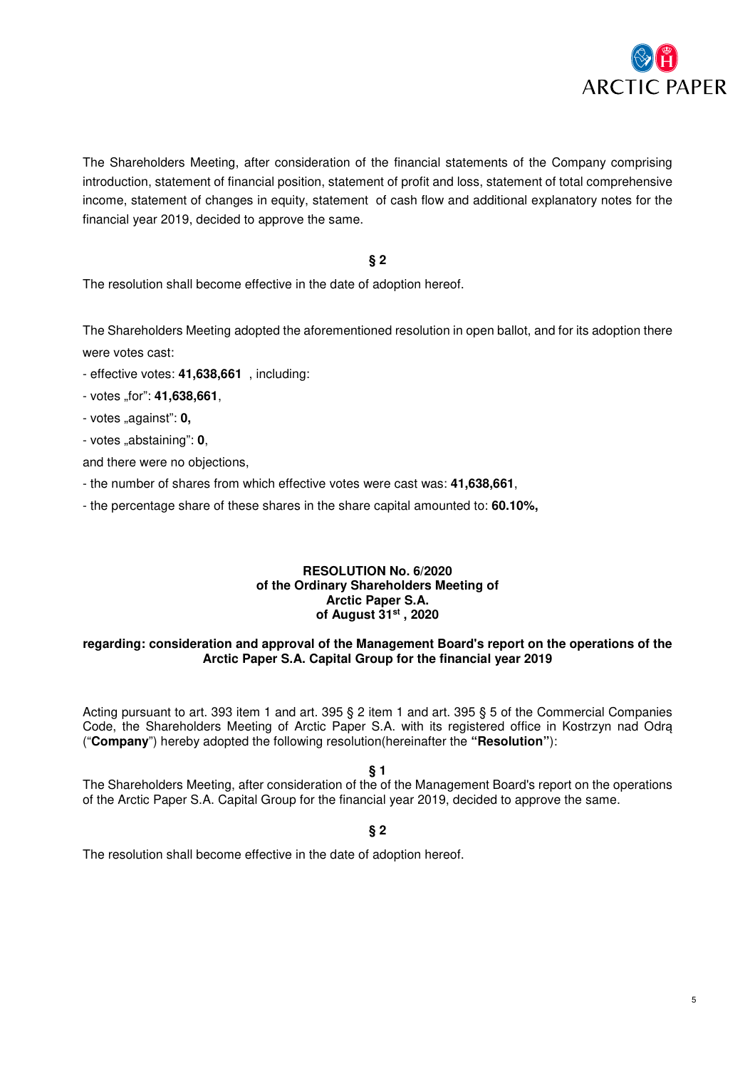The Shareholders Meeting, after consideration of the financial statements of the Company comprising introduction, statement of financial position, statement of profit and loss, statement of total comprehensive income, statement of changes in equity, statement of cash flow and additional explanatory notes for the financial year 2019, decided to approve the same.

**§ 2**

The resolution shall become effective in the date of adoption hereof.

The Shareholders Meeting adopted the aforementioned resolution in open ballot, and for its adoption there were votes cast:

- effective votes: **41,638,661** , including:
- votes „for": **41,638,661**,
- votes „against": **0,**
- votes „abstaining": **0**,

and there were no objections,

- the number of shares from which effective votes were cast was: **41,638,661**,
- the percentage share of these shares in the share capital amounted to: **60.10%,**

**RESOLUTION No. 6/2020**
**of the Ordinary Shareholders Meeting of**
**Arctic Paper S.A.**
**of August 31st , 2020**

**regarding: consideration and approval of the Management Board's report on the operations of the Arctic Paper S.A. Capital Group for the financial year 2019**

Acting pursuant to art. 393 item 1 and art. 395 § 2 item 1 and art. 395 § 5 of the Commercial Companies Code, the Shareholders Meeting of Arctic Paper S.A. with its registered office in Kostrzyn nad Odrą ("**Company**") hereby adopted the following resolution(hereinafter the **"Resolution"**):

**§ 1**

The Shareholders Meeting, after consideration of the of the Management Board's report on the operations of the Arctic Paper S.A. Capital Group for the financial year 2019, decided to approve the same.

**§ 2**

The resolution shall become effective in the date of adoption hereof.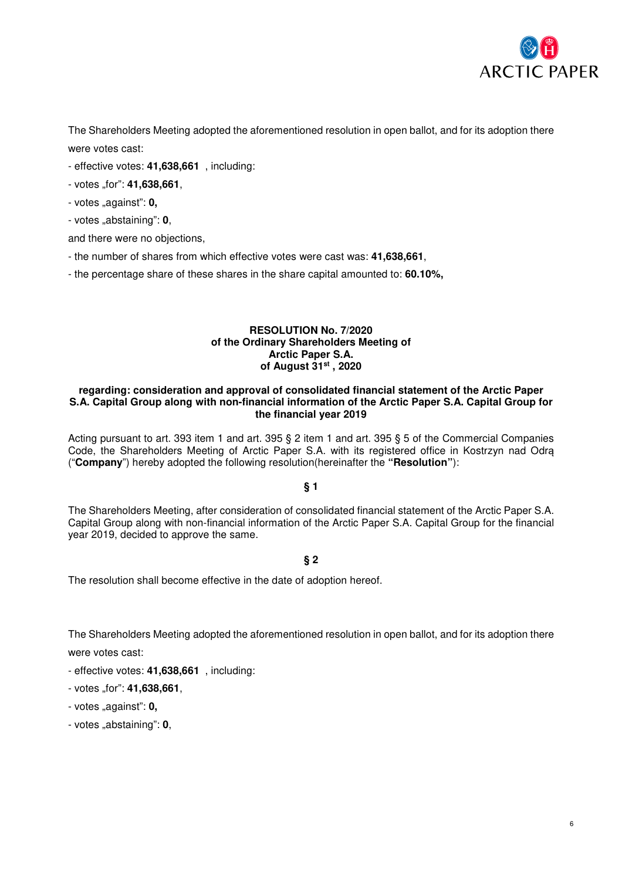The Shareholders Meeting adopted the aforementioned resolution in open ballot, and for its adoption there were votes cast:

- effective votes: **41,638,661** , including:
- votes „for": **41,638,661**,
- votes „against": **0,**
- votes „abstaining": **0**,

and there were no objections,

- the number of shares from which effective votes were cast was: **41,638,661**,
- the percentage share of these shares in the share capital amounted to: **60.10%,**

**RESOLUTION No. 7/2020**
**of the Ordinary Shareholders Meeting of**
**Arctic Paper S.A.**
**of August 31st , 2020**

**regarding: consideration and approval of consolidated financial statement of the Arctic Paper S.A. Capital Group along with non-financial information of the Arctic Paper S.A. Capital Group for the financial year 2019**

Acting pursuant to art. 393 item 1 and art. 395 § 2 item 1 and art. 395 § 5 of the Commercial Companies Code, the Shareholders Meeting of Arctic Paper S.A. with its registered office in Kostrzyn nad Odrą ("**Company**") hereby adopted the following resolution(hereinafter the **"Resolution"**):

**§ 1**

The Shareholders Meeting, after consideration of consolidated financial statement of the Arctic Paper S.A. Capital Group along with non-financial information of the Arctic Paper S.A. Capital Group for the financial year 2019, decided to approve the same.

**§ 2**

The resolution shall become effective in the date of adoption hereof.

The Shareholders Meeting adopted the aforementioned resolution in open ballot, and for its adoption there were votes cast:

- effective votes: **41,638,661** , including:
- votes „for": **41,638,661**,
- votes „against": **0,**
- votes „abstaining": **0**,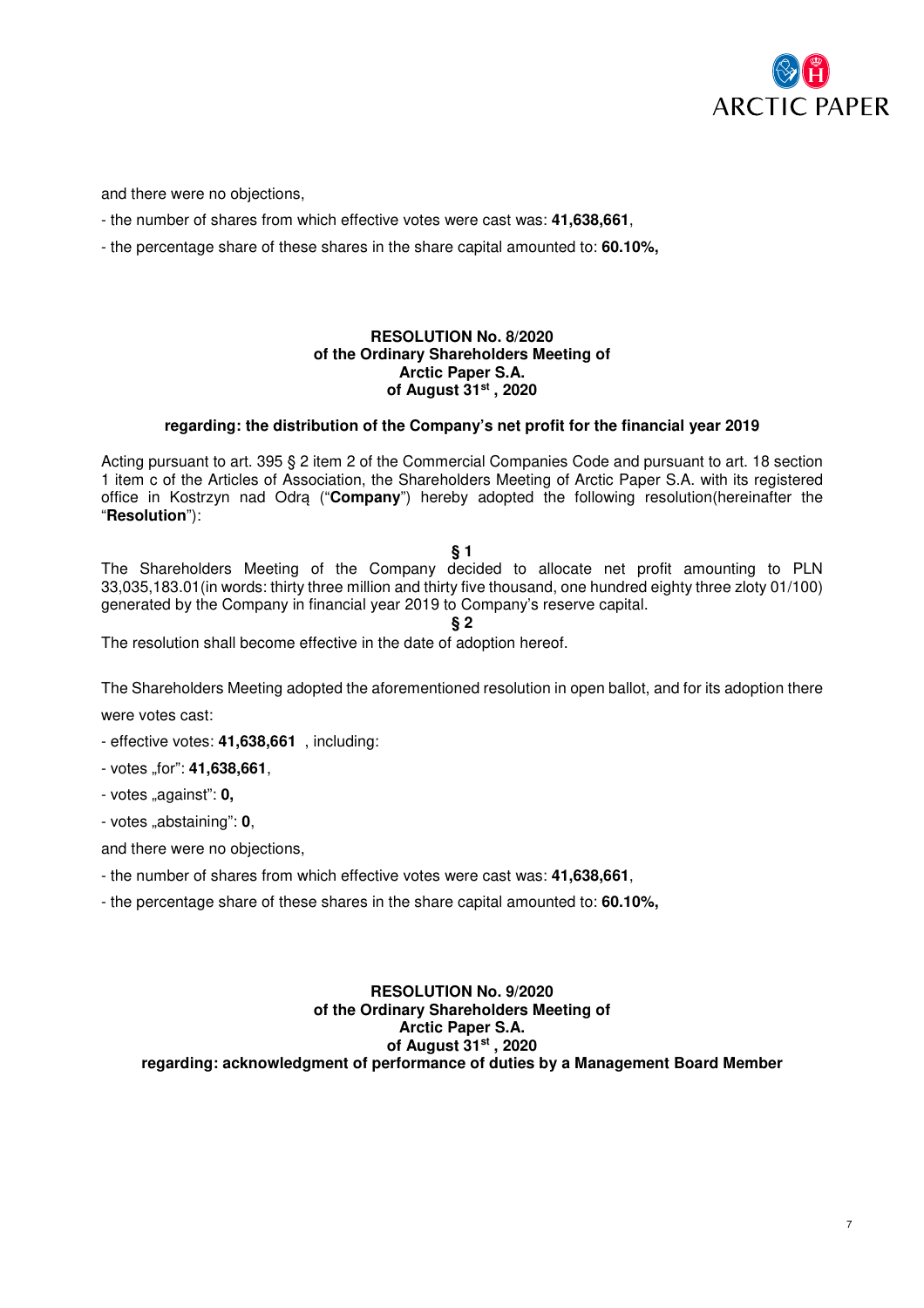and there were no objections,

- the number of shares from which effective votes were cast was: **41,638,661**,
- the percentage share of these shares in the share capital amounted to: **60.10%,**

**RESOLUTION No. 8/2020**
**of the Ordinary Shareholders Meeting of**
**Arctic Paper S.A.**
**of August 31st , 2020**

**regarding: the distribution of the Company's net profit for the financial year 2019**

Acting pursuant to art. 395 § 2 item 2 of the Commercial Companies Code and pursuant to art. 18 section 1 item c of the Articles of Association, the Shareholders Meeting of Arctic Paper S.A. with its registered office in Kostrzyn nad Odrą ("**Company**") hereby adopted the following resolution(hereinafter the "**Resolution**"):

**§ 1**

The Shareholders Meeting of the Company decided to allocate net profit amounting to PLN 33,035,183.01(in words: thirty three million and thirty five thousand, one hundred eighty three zloty 01/100) generated by the Company in financial year 2019 to Company's reserve capital.

**§ 2**

The resolution shall become effective in the date of adoption hereof.

The Shareholders Meeting adopted the aforementioned resolution in open ballot, and for its adoption there were votes cast:

- effective votes: **41,638,661** , including:
- votes „for": **41,638,661**,
- votes „against": **0,**
- votes „abstaining": **0**,

and there were no objections,

- the number of shares from which effective votes were cast was: **41,638,661**,
- the percentage share of these shares in the share capital amounted to: **60.10%,**

**RESOLUTION No. 9/2020**
**of the Ordinary Shareholders Meeting of**
**Arctic Paper S.A.**
**of August 31st , 2020**
**regarding: acknowledgment of performance of duties by a Management Board Member**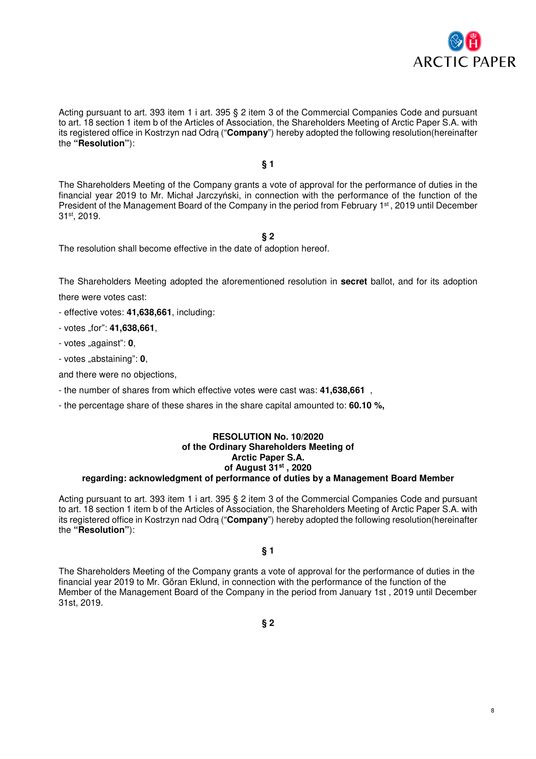Acting pursuant to art. 393 item 1 i art. 395 § 2 item 3 of the Commercial Companies Code and pursuant to art. 18 section 1 item b of the Articles of Association, the Shareholders Meeting of Arctic Paper S.A. with its registered office in Kostrzyn nad Odrą ("**Company**") hereby adopted the following resolution(hereinafter the **"Resolution"**):

**§ 1**

The Shareholders Meeting of the Company grants a vote of approval for the performance of duties in the financial year 2019 to Mr. Michał Jarczyński, in connection with the performance of the function of the President of the Management Board of the Company in the period from February 1st, 2019 until December 31st, 2019.

**§ 2**

The resolution shall become effective in the date of adoption hereof.

The Shareholders Meeting adopted the aforementioned resolution in **secret** ballot, and for its adoption there were votes cast:

- effective votes: **41,638,661**, including:
- votes „for": **41,638,661**,
- votes „against": **0**,
- votes „abstaining": **0**,

and there were no objections,

- the number of shares from which effective votes were cast was: **41,638,661** ,
- the percentage share of these shares in the share capital amounted to: **60.10 %,**

**RESOLUTION No. 10/2020**
**of the Ordinary Shareholders Meeting of**
**Arctic Paper S.A.**
**of August 31st , 2020**
**regarding: acknowledgment of performance of duties by a Management Board Member**

Acting pursuant to art. 393 item 1 i art. 395 § 2 item 3 of the Commercial Companies Code and pursuant to art. 18 section 1 item b of the Articles of Association, the Shareholders Meeting of Arctic Paper S.A. with its registered office in Kostrzyn nad Odrą ("**Company**") hereby adopted the following resolution(hereinafter the **"Resolution"**):

**§ 1**

The Shareholders Meeting of the Company grants a vote of approval for the performance of duties in the financial year 2019 to Mr. Göran Eklund, in connection with the performance of the function of the Member of the Management Board of the Company in the period from January 1st , 2019 until December 31st, 2019.

**§ 2**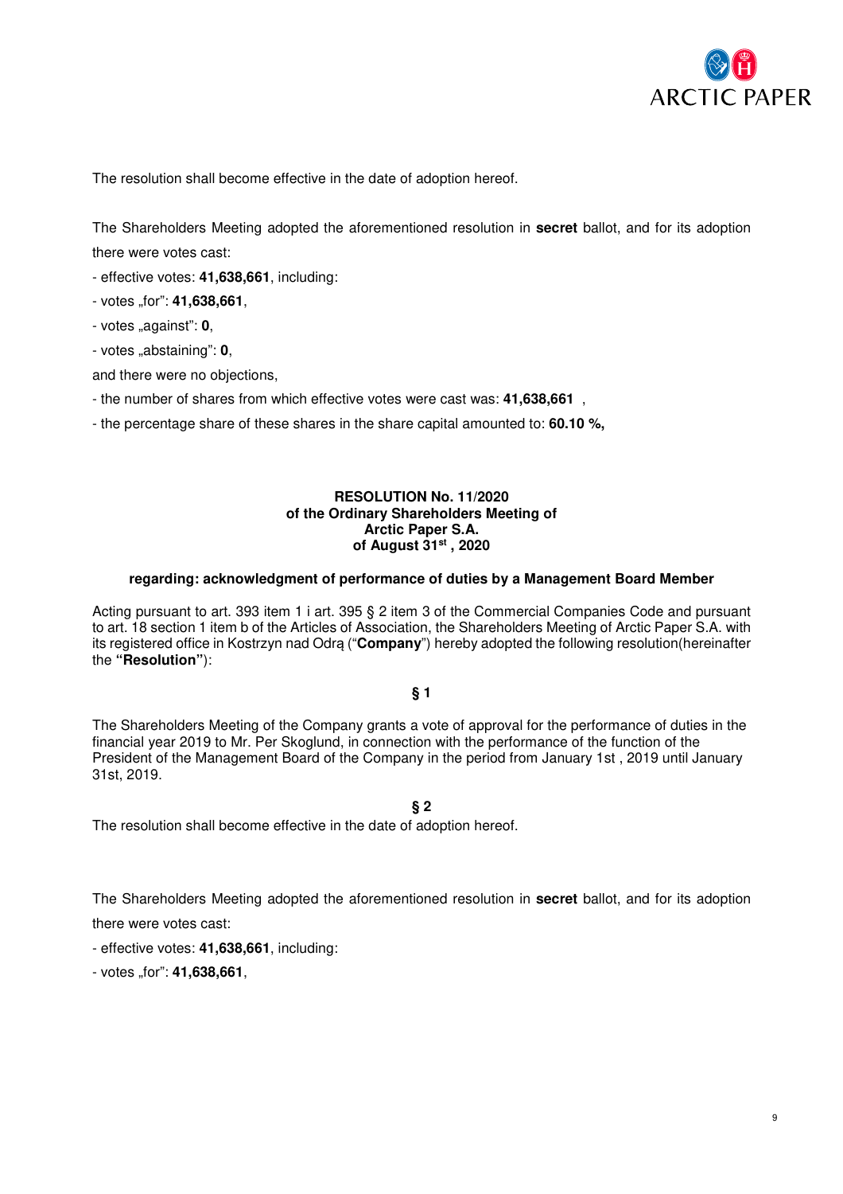The resolution shall become effective in the date of adoption hereof.

The Shareholders Meeting adopted the aforementioned resolution in **secret** ballot, and for its adoption there were votes cast:

- effective votes: **41,638,661**, including:
- votes „for": **41,638,661**,
- votes „against": **0**,
- votes „abstaining": **0**,

and there were no objections,

- the number of shares from which effective votes were cast was: **41,638,661** ,
- the percentage share of these shares in the share capital amounted to: **60.10 %,**

**RESOLUTION No. 11/2020**
**of the Ordinary Shareholders Meeting of**
**Arctic Paper S.A.**
**of August 31st , 2020**

**regarding: acknowledgment of performance of duties by a Management Board Member**

Acting pursuant to art. 393 item 1 i art. 395 § 2 item 3 of the Commercial Companies Code and pursuant to art. 18 section 1 item b of the Articles of Association, the Shareholders Meeting of Arctic Paper S.A. with its registered office in Kostrzyn nad Odrą ("**Company**") hereby adopted the following resolution(hereinafter the **"Resolution"**):

**§ 1**

The Shareholders Meeting of the Company grants a vote of approval for the performance of duties in the financial year 2019 to Mr. Per Skoglund, in connection with the performance of the function of the President of the Management Board of the Company in the period from January 1st , 2019 until January 31st, 2019.

**§ 2**

The resolution shall become effective in the date of adoption hereof.

The Shareholders Meeting adopted the aforementioned resolution in **secret** ballot, and for its adoption there were votes cast:

- effective votes: **41,638,661**, including:
- votes „for": **41,638,661**,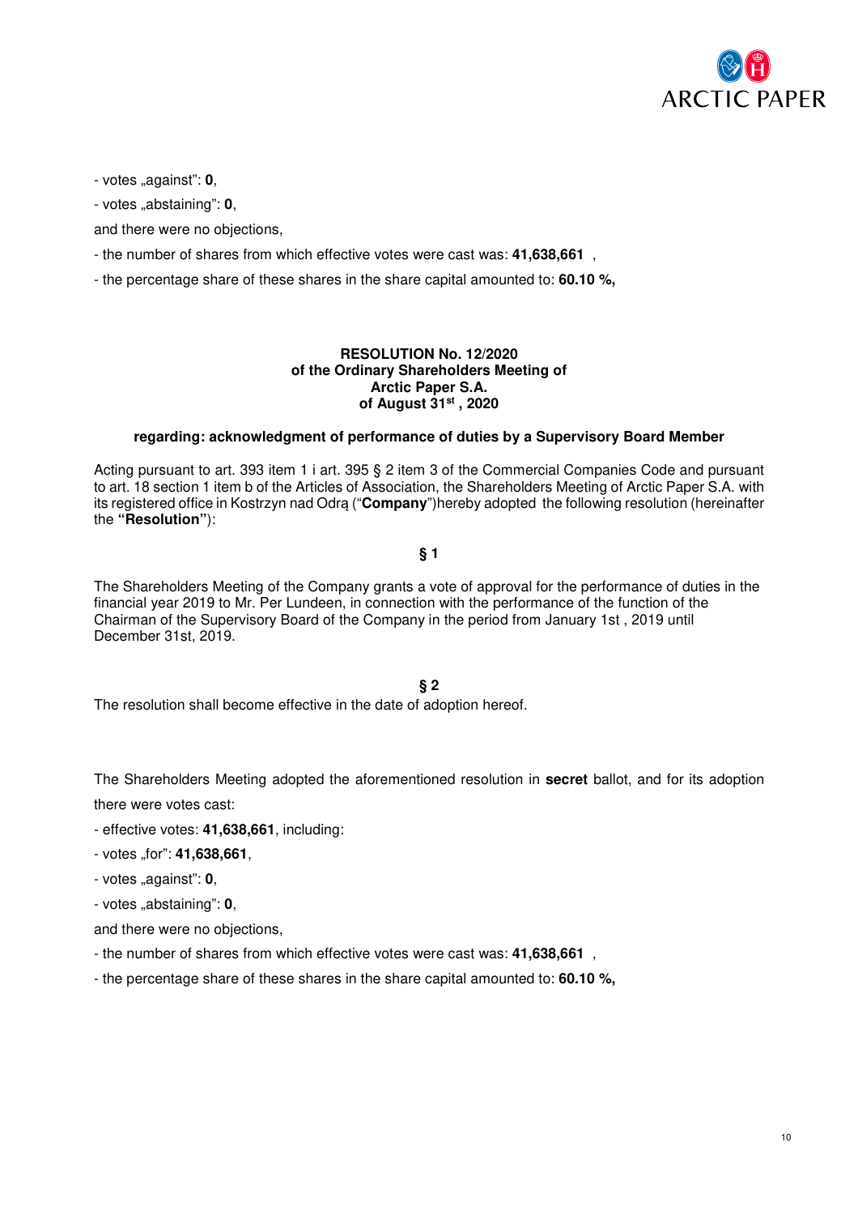- votes „against": **0**,

- votes „abstaining": **0**,

and there were no objections,

- the number of shares from which effective votes were cast was: **41,638,661** ,

- the percentage share of these shares in the share capital amounted to: **60.10 %,**

**RESOLUTION No. 12/2020**
**of the Ordinary Shareholders Meeting of**
**Arctic Paper S.A.**
**of August 31st , 2020**

**regarding: acknowledgment of performance of duties by a Supervisory Board Member**

Acting pursuant to art. 393 item 1 i art. 395 § 2 item 3 of the Commercial Companies Code and pursuant to art. 18 section 1 item b of the Articles of Association, the Shareholders Meeting of Arctic Paper S.A. with its registered office in Kostrzyn nad Odrą ("**Company**")hereby adopted the following resolution (hereinafter the **"Resolution"**):

**§ 1**

The Shareholders Meeting of the Company grants a vote of approval for the performance of duties in the financial year 2019 to Mr. Per Lundeen, in connection with the performance of the function of the Chairman of the Supervisory Board of the Company in the period from January 1st , 2019 until December 31st, 2019.

**§ 2**

The resolution shall become effective in the date of adoption hereof.

The Shareholders Meeting adopted the aforementioned resolution in **secret** ballot, and for its adoption there were votes cast:

- effective votes: **41,638,661**, including:

- votes „for": **41,638,661**,

- votes „against": **0**,

- votes „abstaining": **0**,

and there were no objections,

- the number of shares from which effective votes were cast was: **41,638,661** ,

- the percentage share of these shares in the share capital amounted to: **60.10 %,**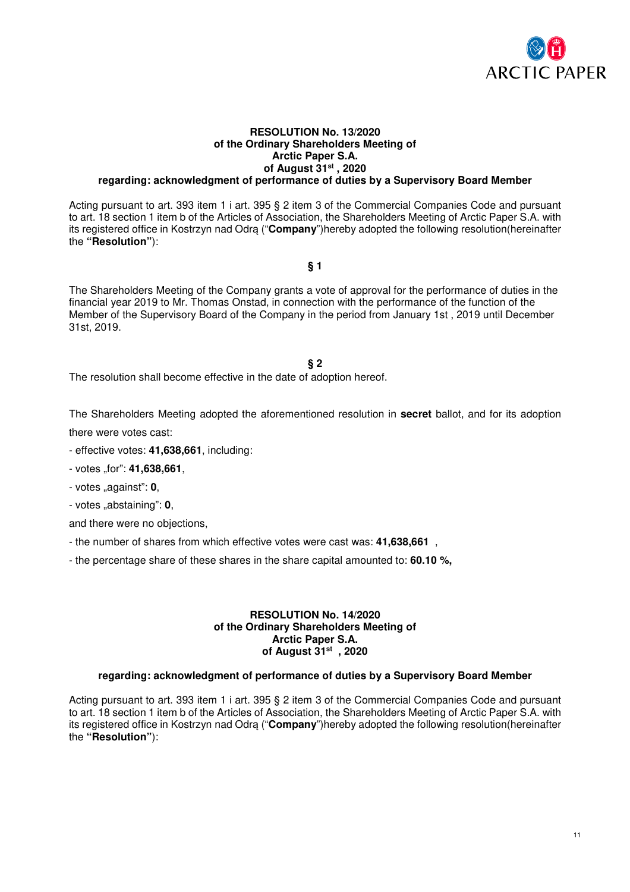**RESOLUTION No. 13/2020**
**of the Ordinary Shareholders Meeting of**
**Arctic Paper S.A.**
**of August 31st , 2020**
**regarding: acknowledgment of performance of duties by a Supervisory Board Member**

Acting pursuant to art. 393 item 1 i art. 395 § 2 item 3 of the Commercial Companies Code and pursuant to art. 18 section 1 item b of the Articles of Association, the Shareholders Meeting of Arctic Paper S.A. with its registered office in Kostrzyn nad Odrą ("**Company**")hereby adopted the following resolution(hereinafter the **"Resolution"**):

**§ 1**

The Shareholders Meeting of the Company grants a vote of approval for the performance of duties in the financial year 2019 to Mr. Thomas Onstad, in connection with the performance of the function of the Member of the Supervisory Board of the Company in the period from January 1st , 2019 until December 31st, 2019.

**§ 2**

The resolution shall become effective in the date of adoption hereof.

The Shareholders Meeting adopted the aforementioned resolution in **secret** ballot, and for its adoption there were votes cast:

- effective votes: **41,638,661**, including:
- votes „for": **41,638,661**,
- votes „against": **0**,
- votes „abstaining": **0**,

and there were no objections,

- the number of shares from which effective votes were cast was: **41,638,661** ,
- the percentage share of these shares in the share capital amounted to: **60.10 %,**

**RESOLUTION No. 14/2020**
**of the Ordinary Shareholders Meeting of**
**Arctic Paper S.A.**
**of August 31st , 2020**

**regarding: acknowledgment of performance of duties by a Supervisory Board Member**

Acting pursuant to art. 393 item 1 i art. 395 § 2 item 3 of the Commercial Companies Code and pursuant to art. 18 section 1 item b of the Articles of Association, the Shareholders Meeting of Arctic Paper S.A. with its registered office in Kostrzyn nad Odrą ("**Company**")hereby adopted the following resolution(hereinafter the **"Resolution"**):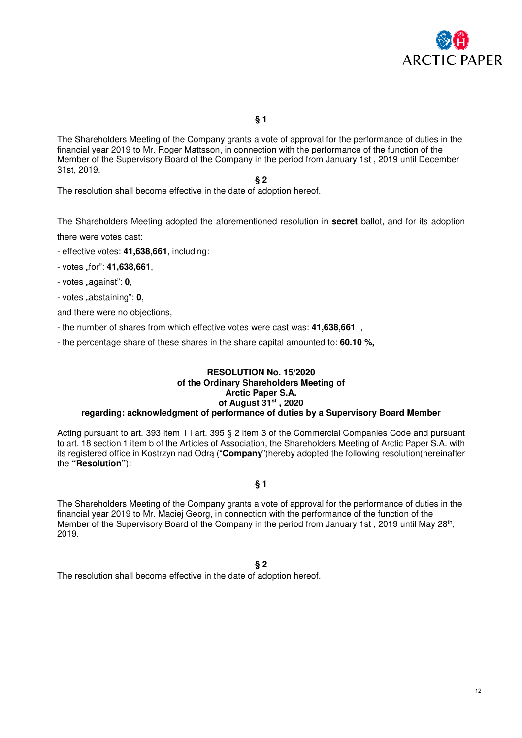**§ 1**

The Shareholders Meeting of the Company grants a vote of approval for the performance of duties in the financial year 2019 to Mr. Roger Mattsson, in connection with the performance of the function of the Member of the Supervisory Board of the Company in the period from January 1st , 2019 until December 31st, 2019.

**§ 2**

The resolution shall become effective in the date of adoption hereof.

The Shareholders Meeting adopted the aforementioned resolution in **secret** ballot, and for its adoption there were votes cast:

- effective votes: **41,638,661**, including:
- votes „for": **41,638,661**,
- votes „against": **0**,
- votes „abstaining": **0**,

and there were no objections,

- the number of shares from which effective votes were cast was: **41,638,661** ,
- the percentage share of these shares in the share capital amounted to: **60.10 %,**

**RESOLUTION No. 15/2020**
**of the Ordinary Shareholders Meeting of**
**Arctic Paper S.A.**
**of August 31st , 2020**
**regarding: acknowledgment of performance of duties by a Supervisory Board Member**

Acting pursuant to art. 393 item 1 i art. 395 § 2 item 3 of the Commercial Companies Code and pursuant to art. 18 section 1 item b of the Articles of Association, the Shareholders Meeting of Arctic Paper S.A. with its registered office in Kostrzyn nad Odrą ("**Company**")hereby adopted the following resolution(hereinafter the **"Resolution"**):

**§ 1**

The Shareholders Meeting of the Company grants a vote of approval for the performance of duties in the financial year 2019 to Mr. Maciej Georg, in connection with the performance of the function of the Member of the Supervisory Board of the Company in the period from January 1st , 2019 until May 28th, 2019.

**§ 2**

The resolution shall become effective in the date of adoption hereof.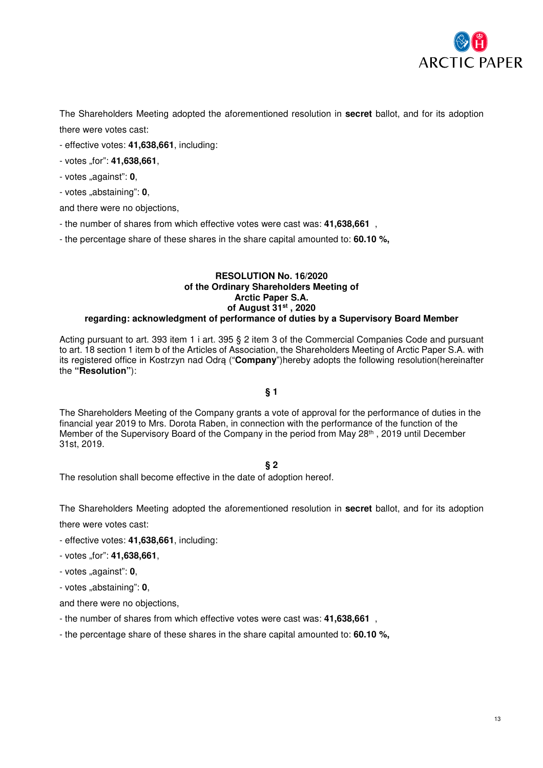The Shareholders Meeting adopted the aforementioned resolution in **secret** ballot, and for its adoption there were votes cast:

- effective votes: **41,638,661**, including:

- votes „for": **41,638,661**,

- votes „against": **0**,

- votes „abstaining": **0**,

and there were no objections,

- the number of shares from which effective votes were cast was: **41,638,661** ,

- the percentage share of these shares in the share capital amounted to: **60.10 %,**

**RESOLUTION No. 16/2020**
**of the Ordinary Shareholders Meeting of**
**Arctic Paper S.A.**
**of August 31st , 2020**
**regarding: acknowledgment of performance of duties by a Supervisory Board Member**

Acting pursuant to art. 393 item 1 i art. 395 § 2 item 3 of the Commercial Companies Code and pursuant to art. 18 section 1 item b of the Articles of Association, the Shareholders Meeting of Arctic Paper S.A. with its registered office in Kostrzyn nad Odrą ("**Company**")hereby adopts the following resolution(hereinafter the **"Resolution"**):

**§ 1**

The Shareholders Meeting of the Company grants a vote of approval for the performance of duties in the financial year 2019 to Mrs. Dorota Raben, in connection with the performance of the function of the Member of the Supervisory Board of the Company in the period from May 28th , 2019 until December 31st, 2019.

**§ 2**

The resolution shall become effective in the date of adoption hereof.

The Shareholders Meeting adopted the aforementioned resolution in **secret** ballot, and for its adoption there were votes cast:

- effective votes: **41,638,661**, including:

- votes „for": **41,638,661**,

- votes „against": **0**,

- votes „abstaining": **0**,

and there were no objections,

- the number of shares from which effective votes were cast was: **41,638,661** ,

- the percentage share of these shares in the share capital amounted to: **60.10 %,**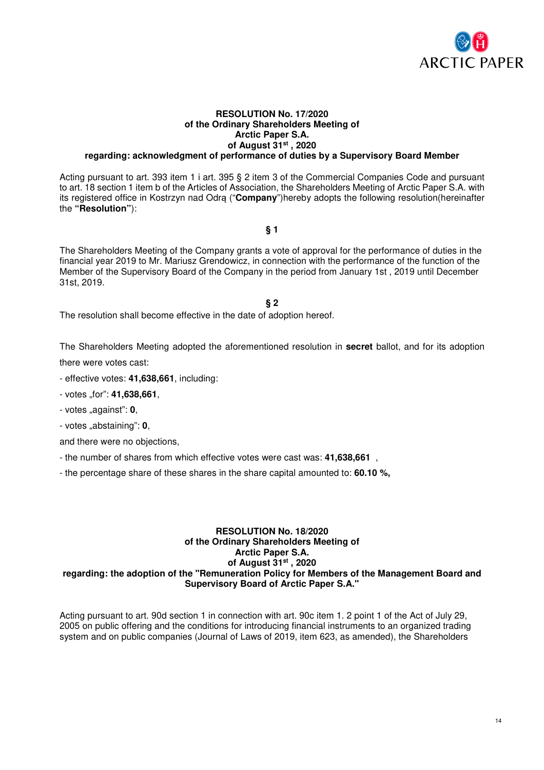**RESOLUTION No. 17/2020**
**of the Ordinary Shareholders Meeting of**
**Arctic Paper S.A.**
**of August 31st , 2020**
**regarding: acknowledgment of performance of duties by a Supervisory Board Member**

Acting pursuant to art. 393 item 1 i art. 395 § 2 item 3 of the Commercial Companies Code and pursuant to art. 18 section 1 item b of the Articles of Association, the Shareholders Meeting of Arctic Paper S.A. with its registered office in Kostrzyn nad Odrą ("**Company**")hereby adopts the following resolution(hereinafter the **"Resolution"**):

**§ 1**

The Shareholders Meeting of the Company grants a vote of approval for the performance of duties in the financial year 2019 to Mr. Mariusz Grendowicz, in connection with the performance of the function of the Member of the Supervisory Board of the Company in the period from January 1st , 2019 until December 31st, 2019.

**§ 2**

The resolution shall become effective in the date of adoption hereof.

The Shareholders Meeting adopted the aforementioned resolution in **secret** ballot, and for its adoption there were votes cast:

- effective votes: **41,638,661**, including:
- votes „for": **41,638,661**,
- votes „against": **0**,
- votes „abstaining": **0**,

and there were no objections,

- the number of shares from which effective votes were cast was: **41,638,661** ,
- the percentage share of these shares in the share capital amounted to: **60.10 %,**

**RESOLUTION No. 18/2020**
**of the Ordinary Shareholders Meeting of**
**Arctic Paper S.A.**
**of August 31st , 2020**
**regarding: the adoption of the "Remuneration Policy for Members of the Management Board and Supervisory Board of Arctic Paper S.A."**

Acting pursuant to art. 90d section 1 in connection with art. 90c item 1. 2 point 1 of the Act of July 29, 2005 on public offering and the conditions for introducing financial instruments to an organized trading system and on public companies (Journal of Laws of 2019, item 623, as amended), the Shareholders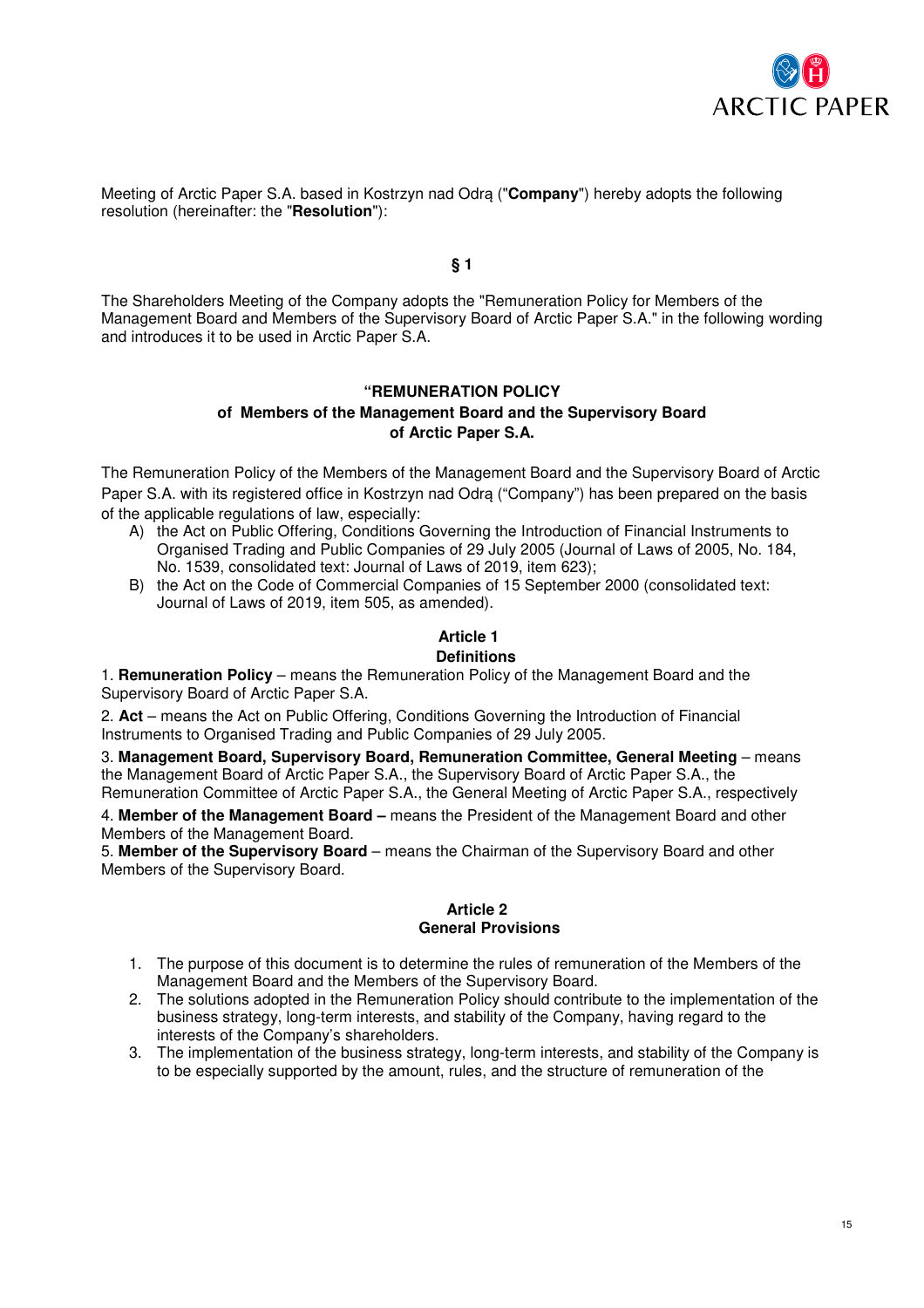Meeting of Arctic Paper S.A. based in Kostrzyn nad Odrą ("**Company**") hereby adopts the following resolution (hereinafter: the "**Resolution**"):

**§ 1**

The Shareholders Meeting of the Company adopts the "Remuneration Policy for Members of the Management Board and Members of the Supervisory Board of Arctic Paper S.A." in the following wording and introduces it to be used in Arctic Paper S.A.

**"REMUNERATION POLICY**
**of Members of the Management Board and the Supervisory Board**
**of Arctic Paper S.A.**

The Remuneration Policy of the Members of the Management Board and the Supervisory Board of Arctic Paper S.A. with its registered office in Kostrzyn nad Odrą ("Company") has been prepared on the basis of the applicable regulations of law, especially:

A) the Act on Public Offering, Conditions Governing the Introduction of Financial Instruments to Organised Trading and Public Companies of 29 July 2005 (Journal of Laws of 2005, No. 184, No. 1539, consolidated text: Journal of Laws of 2019, item 623);
B) the Act on the Code of Commercial Companies of 15 September 2000 (consolidated text: Journal of Laws of 2019, item 505, as amended).

**Article 1**
**Definitions**

1. **Remuneration Policy** – means the Remuneration Policy of the Management Board and the Supervisory Board of Arctic Paper S.A.

2. **Act** – means the Act on Public Offering, Conditions Governing the Introduction of Financial Instruments to Organised Trading and Public Companies of 29 July 2005.

3. **Management Board, Supervisory Board, Remuneration Committee, General Meeting** – means the Management Board of Arctic Paper S.A., the Supervisory Board of Arctic Paper S.A., the Remuneration Committee of Arctic Paper S.A., the General Meeting of Arctic Paper S.A., respectively

4. **Member of the Management Board –** means the President of the Management Board and other Members of the Management Board.

5. **Member of the Supervisory Board** – means the Chairman of the Supervisory Board and other Members of the Supervisory Board.

**Article 2**
**General Provisions**

1. The purpose of this document is to determine the rules of remuneration of the Members of the Management Board and the Members of the Supervisory Board.
2. The solutions adopted in the Remuneration Policy should contribute to the implementation of the business strategy, long-term interests, and stability of the Company, having regard to the interests of the Company's shareholders.
3. The implementation of the business strategy, long-term interests, and stability of the Company is to be especially supported by the amount, rules, and the structure of remuneration of the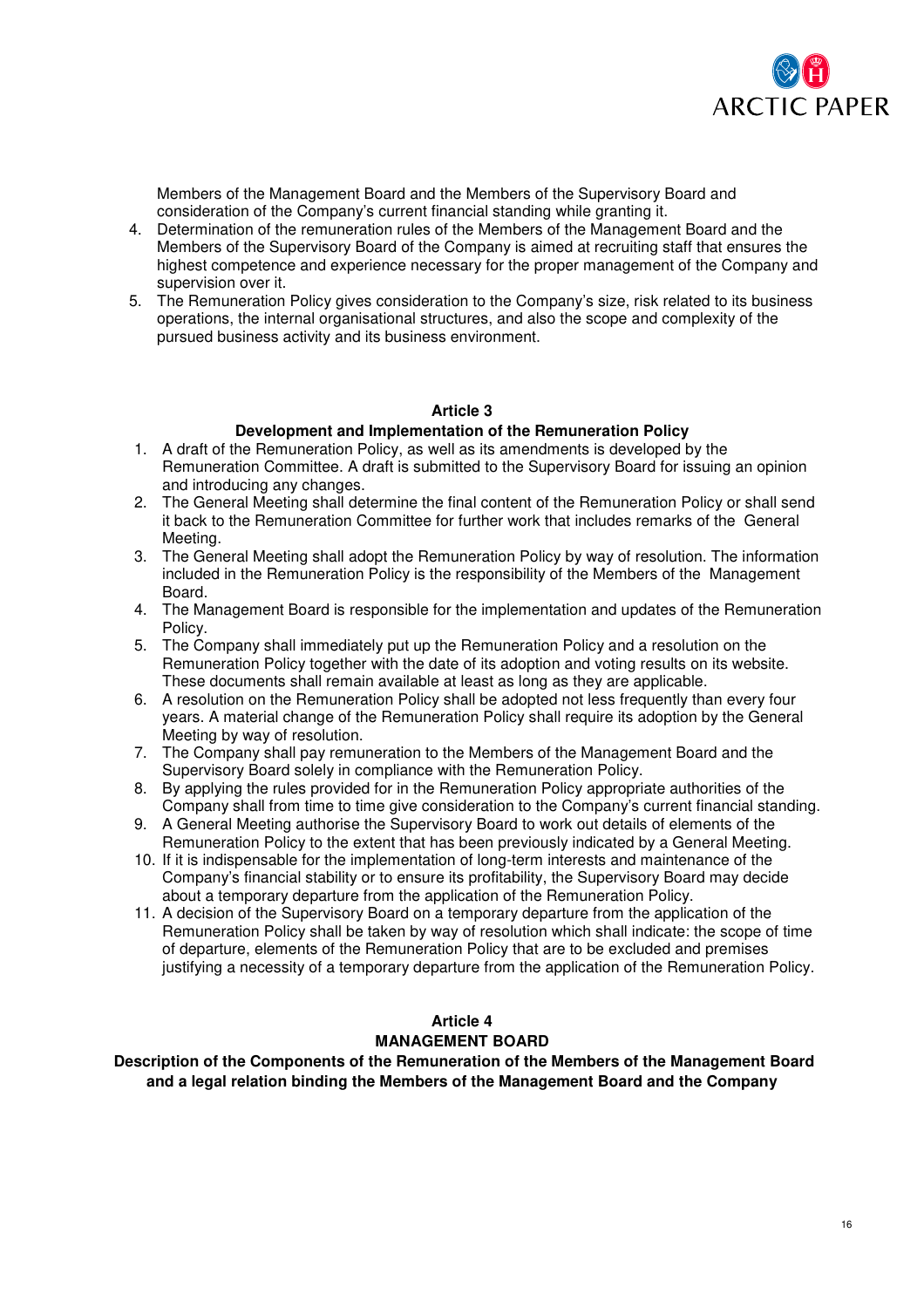Members of the Management Board and the Members of the Supervisory Board and consideration of the Company's current financial standing while granting it.

4. Determination of the remuneration rules of the Members of the Management Board and the Members of the Supervisory Board of the Company is aimed at recruiting staff that ensures the highest competence and experience necessary for the proper management of the Company and supervision over it.
5. The Remuneration Policy gives consideration to the Company's size, risk related to its business operations, the internal organisational structures, and also the scope and complexity of the pursued business activity and its business environment.

**Article 3**

**Development and Implementation of the Remuneration Policy**

1. A draft of the Remuneration Policy, as well as its amendments is developed by the Remuneration Committee. A draft is submitted to the Supervisory Board for issuing an opinion and introducing any changes.
2. The General Meeting shall determine the final content of the Remuneration Policy or shall send it back to the Remuneration Committee for further work that includes remarks of the General Meeting.
3. The General Meeting shall adopt the Remuneration Policy by way of resolution. The information included in the Remuneration Policy is the responsibility of the Members of the Management Board.
4. The Management Board is responsible for the implementation and updates of the Remuneration Policy.
5. The Company shall immediately put up the Remuneration Policy and a resolution on the Remuneration Policy together with the date of its adoption and voting results on its website. These documents shall remain available at least as long as they are applicable.
6. A resolution on the Remuneration Policy shall be adopted not less frequently than every four years. A material change of the Remuneration Policy shall require its adoption by the General Meeting by way of resolution.
7. The Company shall pay remuneration to the Members of the Management Board and the Supervisory Board solely in compliance with the Remuneration Policy.
8. By applying the rules provided for in the Remuneration Policy appropriate authorities of the Company shall from time to time give consideration to the Company's current financial standing.
9. A General Meeting authorise the Supervisory Board to work out details of elements of the Remuneration Policy to the extent that has been previously indicated by a General Meeting.
10. If it is indispensable for the implementation of long-term interests and maintenance of the Company's financial stability or to ensure its profitability, the Supervisory Board may decide about a temporary departure from the application of the Remuneration Policy.
11. A decision of the Supervisory Board on a temporary departure from the application of the Remuneration Policy shall be taken by way of resolution which shall indicate: the scope of time of departure, elements of the Remuneration Policy that are to be excluded and premises justifying a necessity of a temporary departure from the application of the Remuneration Policy.

**Article 4**

**MANAGEMENT BOARD**

**Description of the Components of the Remuneration of the Members of the Management Board and a legal relation binding the Members of the Management Board and the Company**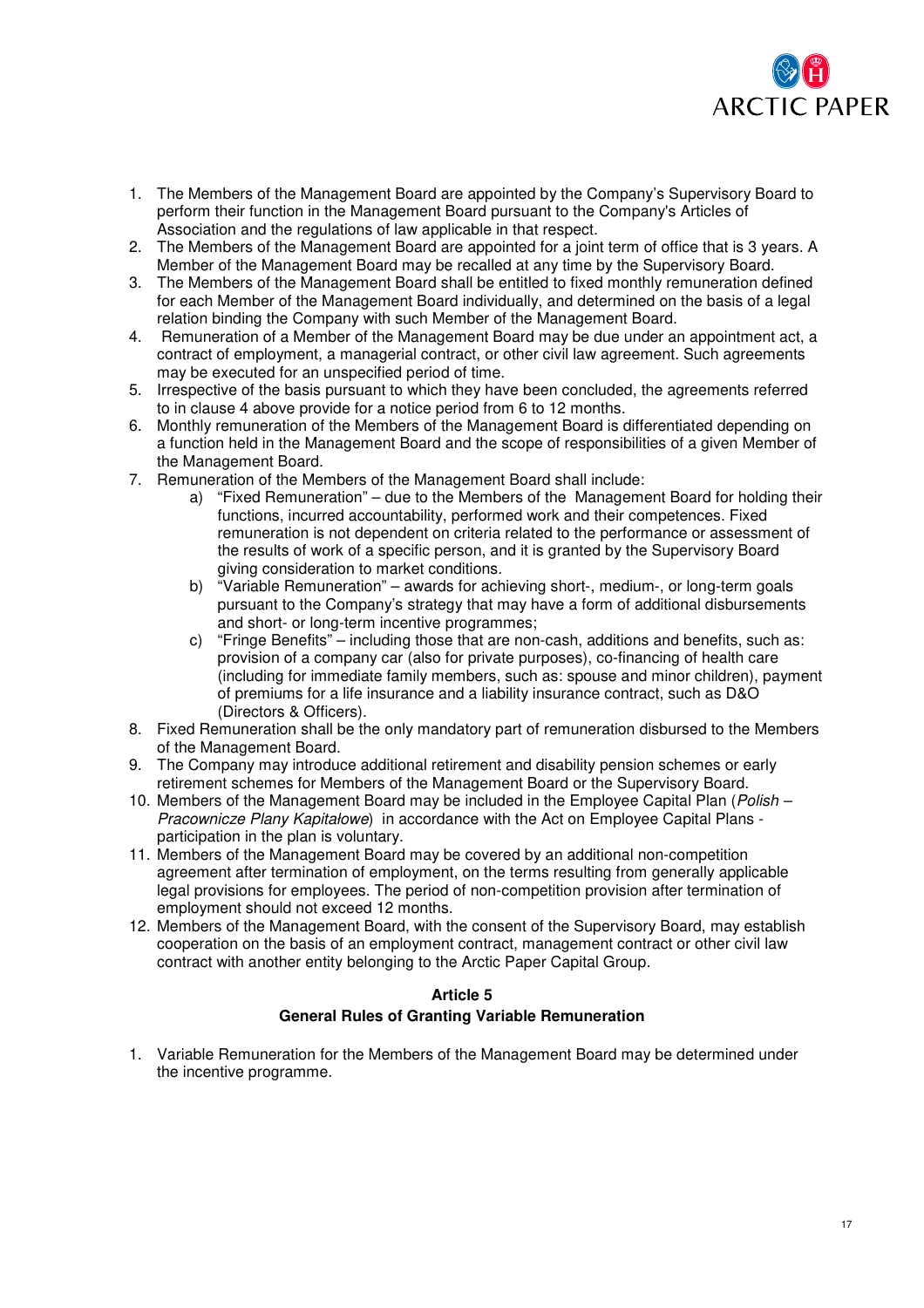1. The Members of the Management Board are appointed by the Company's Supervisory Board to perform their function in the Management Board pursuant to the Company's Articles of Association and the regulations of law applicable in that respect.
2. The Members of the Management Board are appointed for a joint term of office that is 3 years. A Member of the Management Board may be recalled at any time by the Supervisory Board.
3. The Members of the Management Board shall be entitled to fixed monthly remuneration defined for each Member of the Management Board individually, and determined on the basis of a legal relation binding the Company with such Member of the Management Board.
4. Remuneration of a Member of the Management Board may be due under an appointment act, a contract of employment, a managerial contract, or other civil law agreement. Such agreements may be executed for an unspecified period of time.
5. Irrespective of the basis pursuant to which they have been concluded, the agreements referred to in clause 4 above provide for a notice period from 6 to 12 months.
6. Monthly remuneration of the Members of the Management Board is differentiated depending on a function held in the Management Board and the scope of responsibilities of a given Member of the Management Board.
7. Remuneration of the Members of the Management Board shall include:
   a) "Fixed Remuneration" – due to the Members of the Management Board for holding their functions, incurred accountability, performed work and their competences. Fixed remuneration is not dependent on criteria related to the performance or assessment of the results of work of a specific person, and it is granted by the Supervisory Board giving consideration to market conditions.
   b) "Variable Remuneration" – awards for achieving short-, medium-, or long-term goals pursuant to the Company's strategy that may have a form of additional disbursements and short- or long-term incentive programmes;
   c) "Fringe Benefits" – including those that are non-cash, additions and benefits, such as: provision of a company car (also for private purposes), co-financing of health care (including for immediate family members, such as: spouse and minor children), payment of premiums for a life insurance and a liability insurance contract, such as D&O (Directors & Officers).
8. Fixed Remuneration shall be the only mandatory part of remuneration disbursed to the Members of the Management Board.
9. The Company may introduce additional retirement and disability pension schemes or early retirement schemes for Members of the Management Board or the Supervisory Board.
10. Members of the Management Board may be included in the Employee Capital Plan (*Polish – Pracownicze Plany Kapitałowe*) in accordance with the Act on Employee Capital Plans - participation in the plan is voluntary.
11. Members of the Management Board may be covered by an additional non-competition agreement after termination of employment, on the terms resulting from generally applicable legal provisions for employees. The period of non-competition provision after termination of employment should not exceed 12 months.
12. Members of the Management Board, with the consent of the Supervisory Board, may establish cooperation on the basis of an employment contract, management contract or other civil law contract with another entity belonging to the Arctic Paper Capital Group.

## Article 5
## General Rules of Granting Variable Remuneration

1. Variable Remuneration for the Members of the Management Board may be determined under the incentive programme.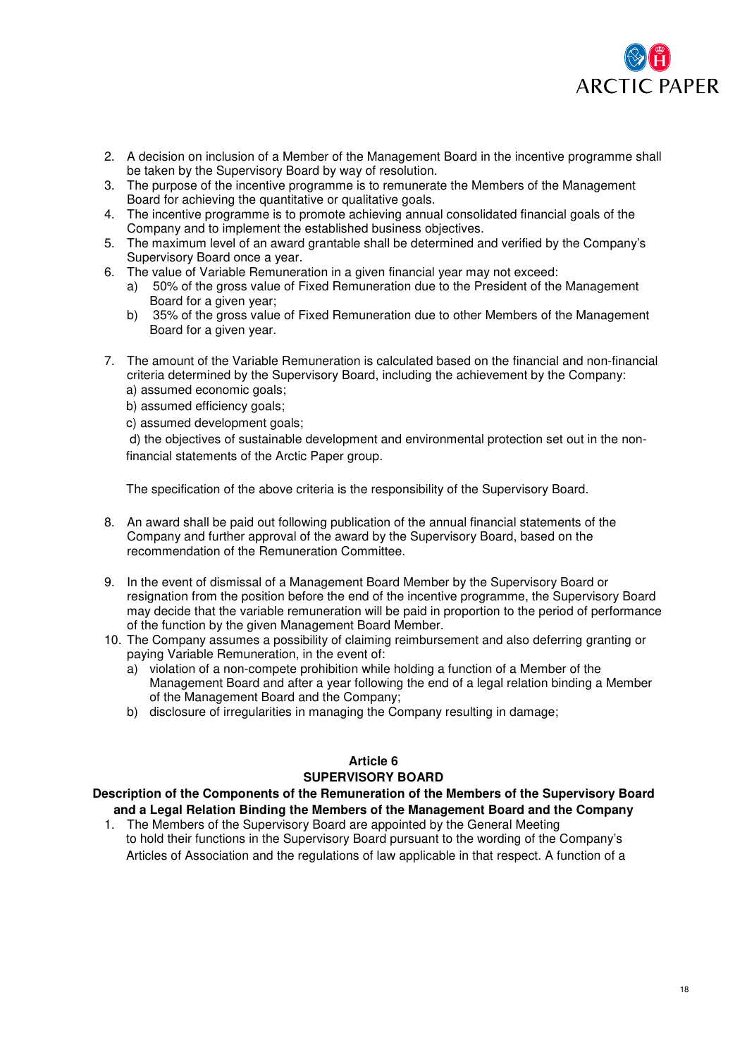2. A decision on inclusion of a Member of the Management Board in the incentive programme shall be taken by the Supervisory Board by way of resolution.
3. The purpose of the incentive programme is to remunerate the Members of the Management Board for achieving the quantitative or qualitative goals.
4. The incentive programme is to promote achieving annual consolidated financial goals of the Company and to implement the established business objectives.
5. The maximum level of an award grantable shall be determined and verified by the Company's Supervisory Board once a year.
6. The value of Variable Remuneration in a given financial year may not exceed:
   a) 50% of the gross value of Fixed Remuneration due to the President of the Management Board for a given year;
   b) 35% of the gross value of Fixed Remuneration due to other Members of the Management Board for a given year.

7. The amount of the Variable Remuneration is calculated based on the financial and non-financial criteria determined by the Supervisory Board, including the achievement by the Company:
   a) assumed economic goals;
   b) assumed efficiency goals;
   c) assumed development goals;
   d) the objectives of sustainable development and environmental protection set out in the non-financial statements of the Arctic Paper group.

   The specification of the above criteria is the responsibility of the Supervisory Board.

8. An award shall be paid out following publication of the annual financial statements of the Company and further approval of the award by the Supervisory Board, based on the recommendation of the Remuneration Committee.

9. In the event of dismissal of a Management Board Member by the Supervisory Board or resignation from the position before the end of the incentive programme, the Supervisory Board may decide that the variable remuneration will be paid in proportion to the period of performance of the function by the given Management Board Member.
10. The Company assumes a possibility of claiming reimbursement and also deferring granting or paying Variable Remuneration, in the event of:
    a) violation of a non-compete prohibition while holding a function of a Member of the Management Board and after a year following the end of a legal relation binding a Member of the Management Board and the Company;
    b) disclosure of irregularities in managing the Company resulting in damage;

## Article 6
## SUPERVISORY BOARD

### Description of the Components of the Remuneration of the Members of the Supervisory Board and a Legal Relation Binding the Members of the Management Board and the Company

1. The Members of the Supervisory Board are appointed by the General Meeting to hold their functions in the Supervisory Board pursuant to the wording of the Company's Articles of Association and the regulations of law applicable in that respect. A function of a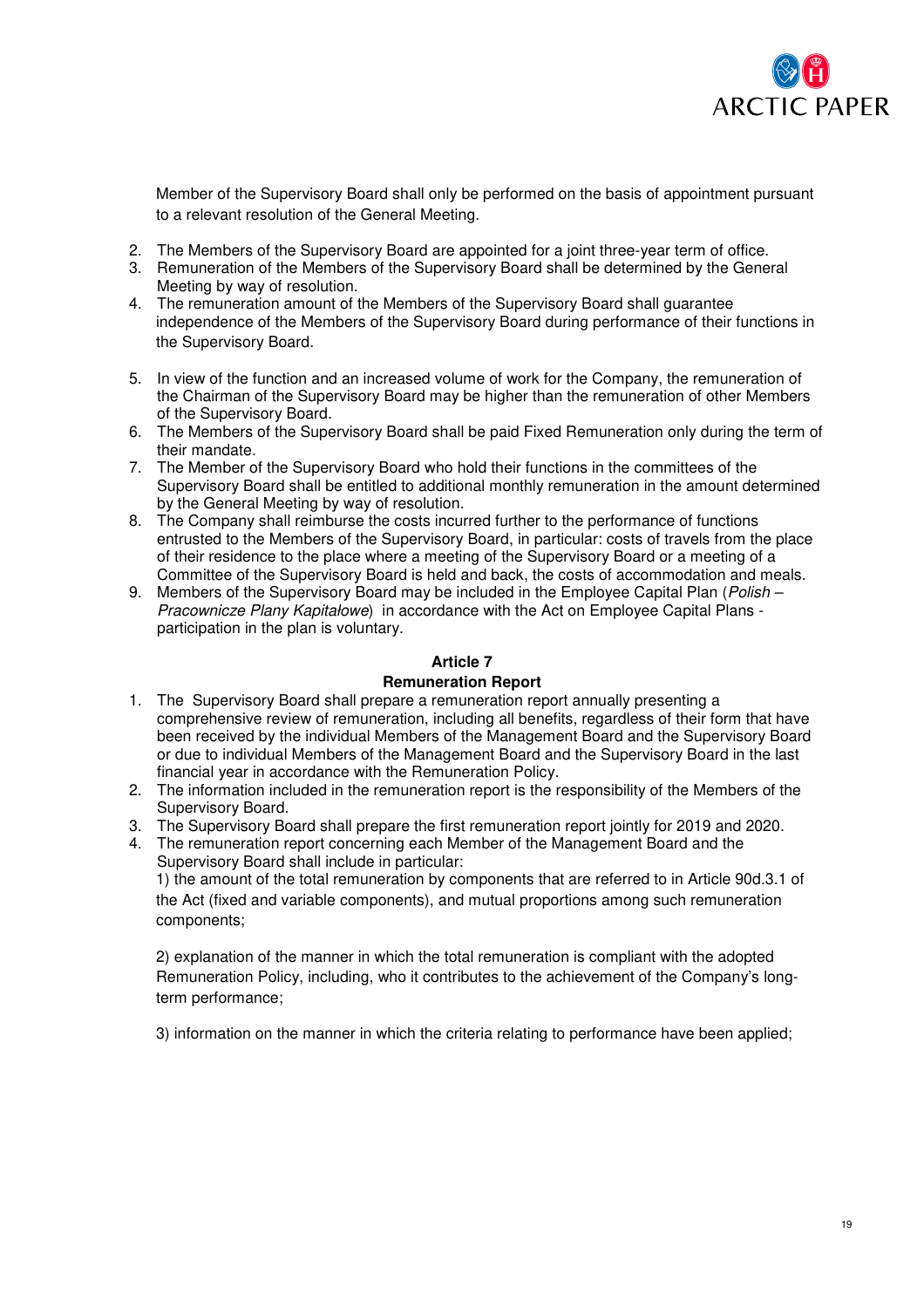Member of the Supervisory Board shall only be performed on the basis of appointment pursuant to a relevant resolution of the General Meeting.

2. The Members of the Supervisory Board are appointed for a joint three-year term of office.
3. Remuneration of the Members of the Supervisory Board shall be determined by the General Meeting by way of resolution.
4. The remuneration amount of the Members of the Supervisory Board shall guarantee independence of the Members of the Supervisory Board during performance of their functions in the Supervisory Board.
5. In view of the function and an increased volume of work for the Company, the remuneration of the Chairman of the Supervisory Board may be higher than the remuneration of other Members of the Supervisory Board.
6. The Members of the Supervisory Board shall be paid Fixed Remuneration only during the term of their mandate.
7. The Member of the Supervisory Board who hold their functions in the committees of the Supervisory Board shall be entitled to additional monthly remuneration in the amount determined by the General Meeting by way of resolution.
8. The Company shall reimburse the costs incurred further to the performance of functions entrusted to the Members of the Supervisory Board, in particular: costs of travels from the place of their residence to the place where a meeting of the Supervisory Board or a meeting of a Committee of the Supervisory Board is held and back, the costs of accommodation and meals.
9. Members of the Supervisory Board may be included in the Employee Capital Plan (*Polish – Pracownicze Plany Kapitałowe*) in accordance with the Act on Employee Capital Plans - participation in the plan is voluntary.

**Article 7**

**Remuneration Report**

1. The Supervisory Board shall prepare a remuneration report annually presenting a comprehensive review of remuneration, including all benefits, regardless of their form that have been received by the individual Members of the Management Board and the Supervisory Board or due to individual Members of the Management Board and the Supervisory Board in the last financial year in accordance with the Remuneration Policy.
2. The information included in the remuneration report is the responsibility of the Members of the Supervisory Board.
3. The Supervisory Board shall prepare the first remuneration report jointly for 2019 and 2020.
4. The remuneration report concerning each Member of the Management Board and the Supervisory Board shall include in particular:

   1) the amount of the total remuneration by components that are referred to in Article 90d.3.1 of the Act (fixed and variable components), and mutual proportions among such remuneration components;

   2) explanation of the manner in which the total remuneration is compliant with the adopted Remuneration Policy, including, who it contributes to the achievement of the Company's long-term performance;

   3) information on the manner in which the criteria relating to performance have been applied;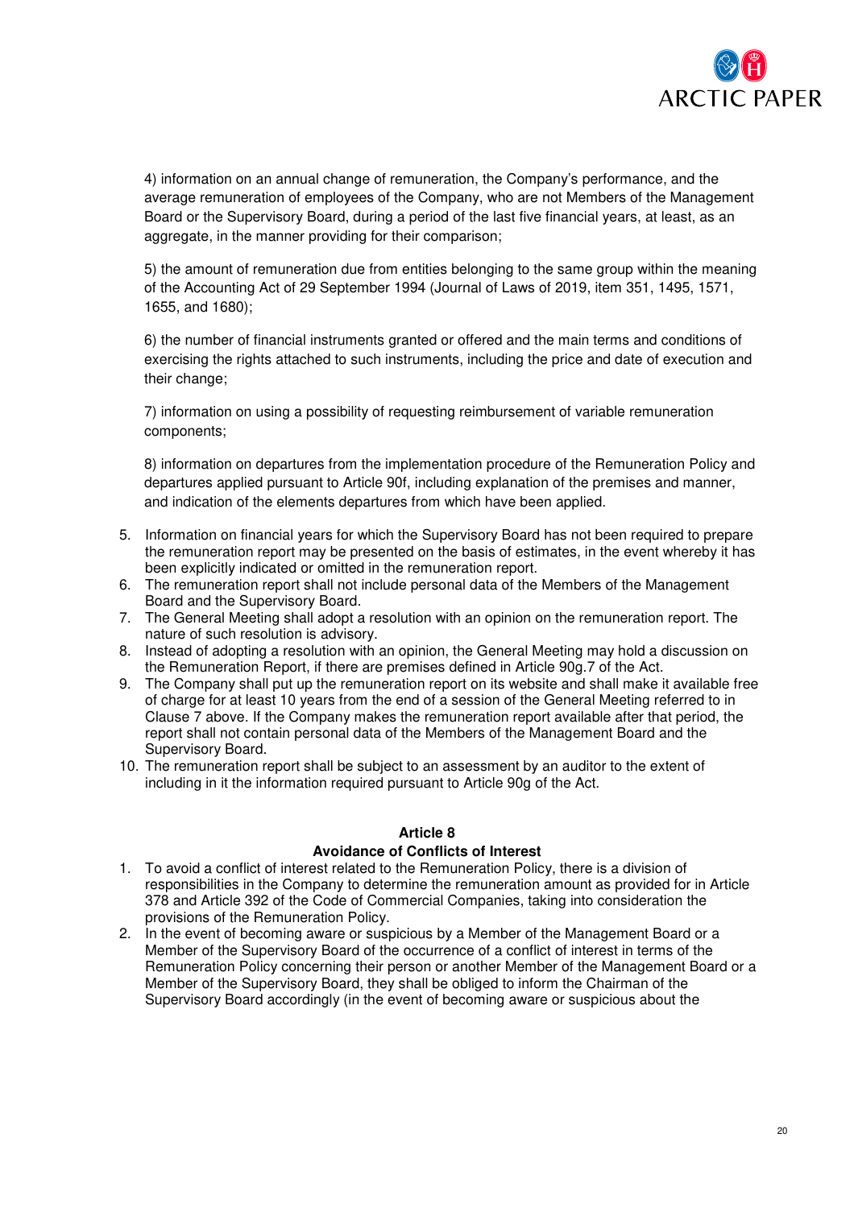4) information on an annual change of remuneration, the Company's performance, and the average remuneration of employees of the Company, who are not Members of the Management Board or the Supervisory Board, during a period of the last five financial years, at least, as an aggregate, in the manner providing for their comparison;

5) the amount of remuneration due from entities belonging to the same group within the meaning of the Accounting Act of 29 September 1994 (Journal of Laws of 2019, item 351, 1495, 1571, 1655, and 1680);

6) the number of financial instruments granted or offered and the main terms and conditions of exercising the rights attached to such instruments, including the price and date of execution and their change;

7) information on using a possibility of requesting reimbursement of variable remuneration components;

8) information on departures from the implementation procedure of the Remuneration Policy and departures applied pursuant to Article 90f, including explanation of the premises and manner, and indication of the elements departures from which have been applied.

5. Information on financial years for which the Supervisory Board has not been required to prepare the remuneration report may be presented on the basis of estimates, in the event whereby it has been explicitly indicated or omitted in the remuneration report.
6. The remuneration report shall not include personal data of the Members of the Management Board and the Supervisory Board.
7. The General Meeting shall adopt a resolution with an opinion on the remuneration report. The nature of such resolution is advisory.
8. Instead of adopting a resolution with an opinion, the General Meeting may hold a discussion on the Remuneration Report, if there are premises defined in Article 90g.7 of the Act.
9. The Company shall put up the remuneration report on its website and shall make it available free of charge for at least 10 years from the end of a session of the General Meeting referred to in Clause 7 above. If the Company makes the remuneration report available after that period, the report shall not contain personal data of the Members of the Management Board and the Supervisory Board.
10. The remuneration report shall be subject to an assessment by an auditor to the extent of including in it the information required pursuant to Article 90g of the Act.

**Article 8**

**Avoidance of Conflicts of Interest**

1. To avoid a conflict of interest related to the Remuneration Policy, there is a division of responsibilities in the Company to determine the remuneration amount as provided for in Article 378 and Article 392 of the Code of Commercial Companies, taking into consideration the provisions of the Remuneration Policy.
2. In the event of becoming aware or suspicious by a Member of the Management Board or a Member of the Supervisory Board of the occurrence of a conflict of interest in terms of the Remuneration Policy concerning their person or another Member of the Management Board or a Member of the Supervisory Board, they shall be obliged to inform the Chairman of the Supervisory Board accordingly (in the event of becoming aware or suspicious about the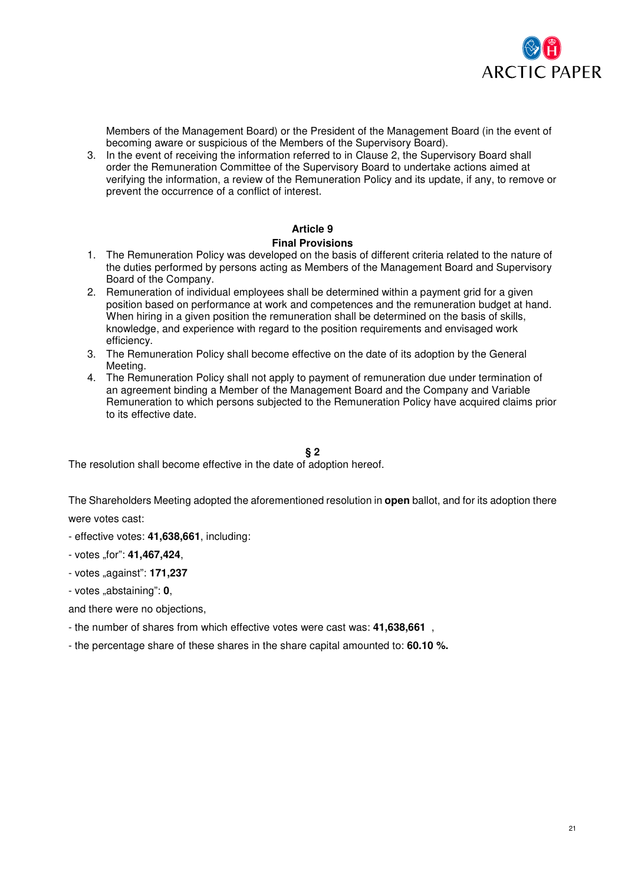Members of the Management Board) or the President of the Management Board (in the event of becoming aware or suspicious of the Members of the Supervisory Board).

3. In the event of receiving the information referred to in Clause 2, the Supervisory Board shall order the Remuneration Committee of the Supervisory Board to undertake actions aimed at verifying the information, a review of the Remuneration Policy and its update, if any, to remove or prevent the occurrence of a conflict of interest.

**Article 9**

**Final Provisions**

1. The Remuneration Policy was developed on the basis of different criteria related to the nature of the duties performed by persons acting as Members of the Management Board and Supervisory Board of the Company.
2. Remuneration of individual employees shall be determined within a payment grid for a given position based on performance at work and competences and the remuneration budget at hand. When hiring in a given position the remuneration shall be determined on the basis of skills, knowledge, and experience with regard to the position requirements and envisaged work efficiency.
3. The Remuneration Policy shall become effective on the date of its adoption by the General Meeting.
4. The Remuneration Policy shall not apply to payment of remuneration due under termination of an agreement binding a Member of the Management Board and the Company and Variable Remuneration to which persons subjected to the Remuneration Policy have acquired claims prior to its effective date.

**§ 2**

The resolution shall become effective in the date of adoption hereof.

The Shareholders Meeting adopted the aforementioned resolution in **open** ballot, and for its adoption there were votes cast:

- effective votes: **41,638,661**, including:

- votes „for": **41,467,424**,

- votes „against": **171,237**

- votes „abstaining": **0**,

and there were no objections,

- the number of shares from which effective votes were cast was: **41,638,661** ,

- the percentage share of these shares in the share capital amounted to: **60.10 %.**